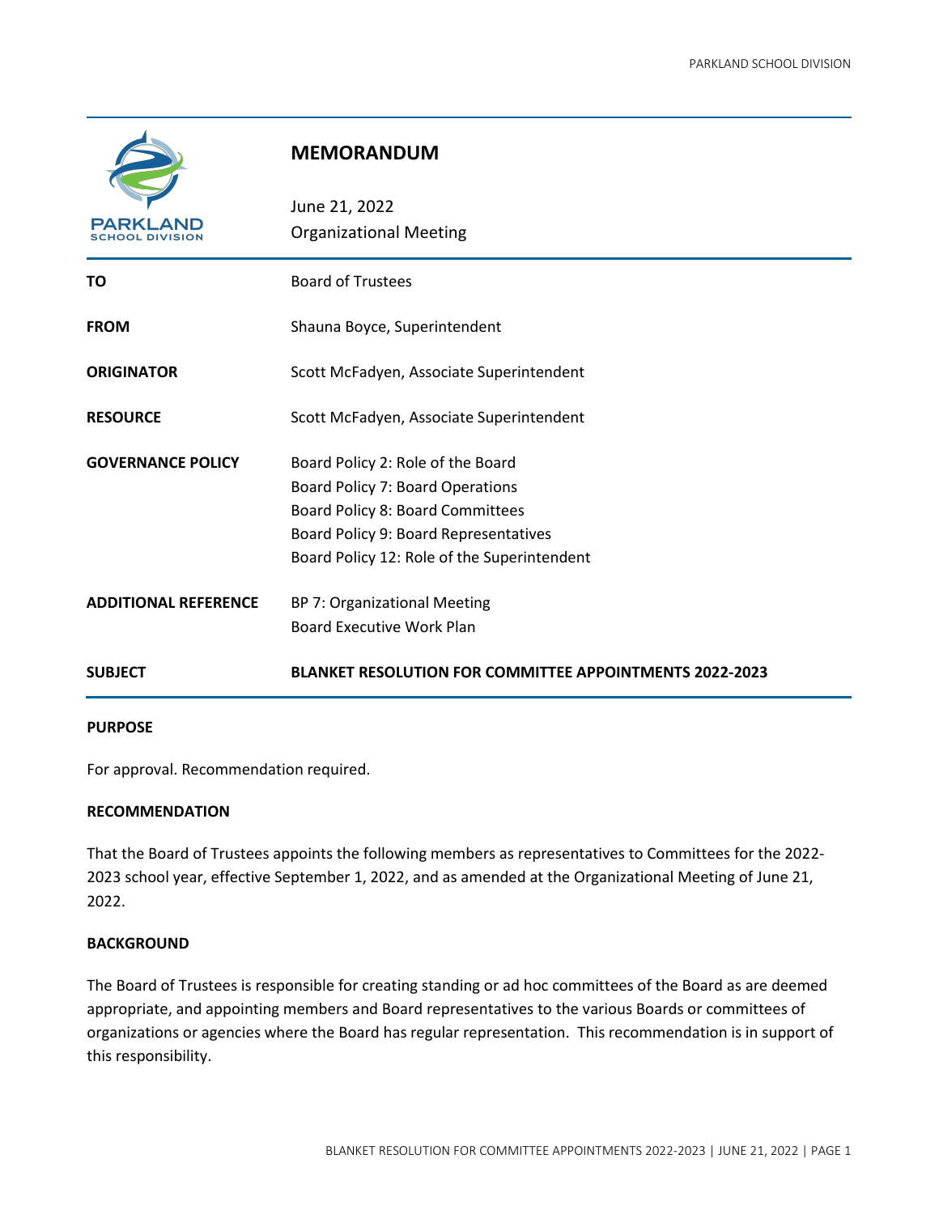# MEMORANDUM

June 21, 2022
Organizational Meeting

| | |
|---|---|
| **TO** | Board of Trustees |
| **FROM** | Shauna Boyce, Superintendent |
| **ORIGINATOR** | Scott McFadyen, Associate Superintendent |
| **RESOURCE** | Scott McFadyen, Associate Superintendent |
| **GOVERNANCE POLICY** | Board Policy 2: Role of the Board<br>Board Policy 7: Board Operations<br>Board Policy 8: Board Committees<br>Board Policy 9: Board Representatives<br>Board Policy 12: Role of the Superintendent |
| **ADDITIONAL REFERENCE** | BP 7: Organizational Meeting<br>Board Executive Work Plan |
| **SUBJECT** | **BLANKET RESOLUTION FOR COMMITTEE APPOINTMENTS 2022-2023** |

**PURPOSE**

For approval. Recommendation required.

**RECOMMENDATION**

That the Board of Trustees appoints the following members as representatives to Committees for the 2022-2023 school year, effective September 1, 2022, and as amended at the Organizational Meeting of June 21, 2022.

**BACKGROUND**

The Board of Trustees is responsible for creating standing or ad hoc committees of the Board as are deemed appropriate, and appointing members and Board representatives to the various Boards or committees of organizations or agencies where the Board has regular representation. This recommendation is in support of this responsibility.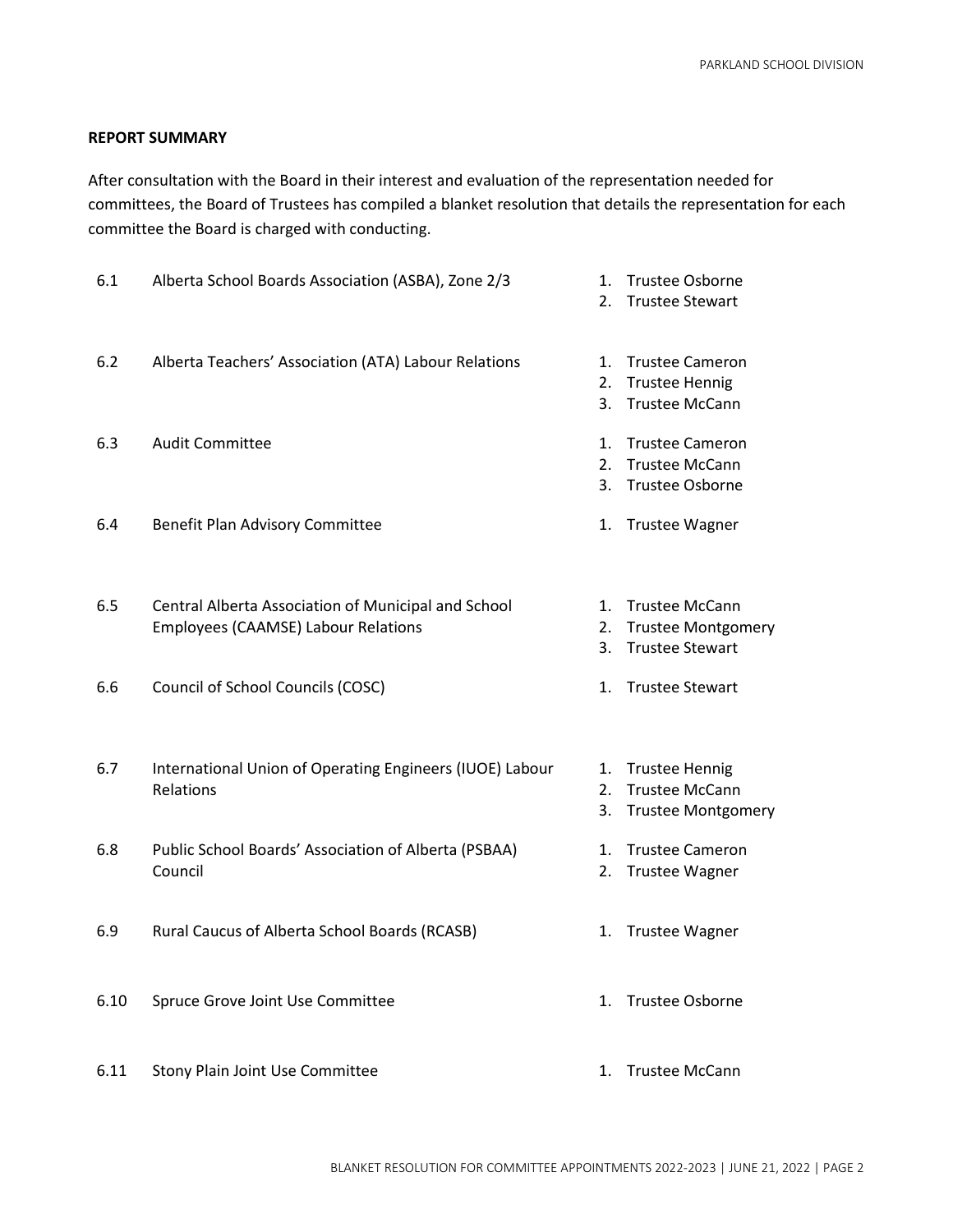**REPORT SUMMARY**

After consultation with the Board in their interest and evaluation of the representation needed for committees, the Board of Trustees has compiled a blanket resolution that details the representation for each committee the Board is charged with conducting.

6.1 Alberta School Boards Association (ASBA), Zone 2/3
1. Trustee Osborne
2. Trustee Stewart

6.2 Alberta Teachers' Association (ATA) Labour Relations
1. Trustee Cameron
2. Trustee Hennig
3. Trustee McCann

6.3 Audit Committee
1. Trustee Cameron
2. Trustee McCann
3. Trustee Osborne

6.4 Benefit Plan Advisory Committee
1. Trustee Wagner

6.5 Central Alberta Association of Municipal and School Employees (CAAMSE) Labour Relations
1. Trustee McCann
2. Trustee Montgomery
3. Trustee Stewart

6.6 Council of School Councils (COSC)
1. Trustee Stewart

6.7 International Union of Operating Engineers (IUOE) Labour Relations
1. Trustee Hennig
2. Trustee McCann
3. Trustee Montgomery

6.8 Public School Boards' Association of Alberta (PSBAA) Council
1. Trustee Cameron
2. Trustee Wagner

6.9 Rural Caucus of Alberta School Boards (RCASB)
1. Trustee Wagner

6.10 Spruce Grove Joint Use Committee
1. Trustee Osborne

6.11 Stony Plain Joint Use Committee
1. Trustee McCann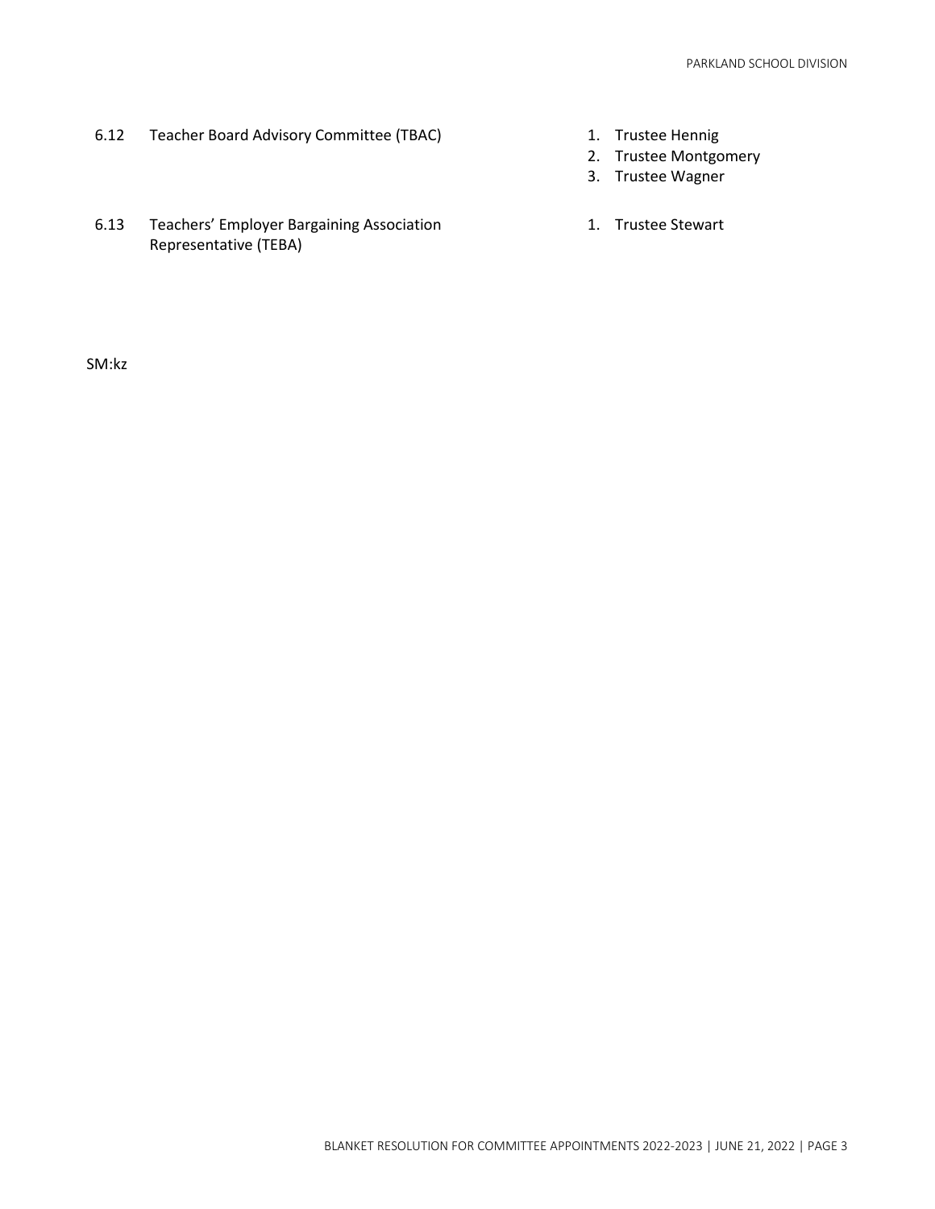6.12 Teacher Board Advisory Committee (TBAC)

1. Trustee Hennig
2. Trustee Montgomery
3. Trustee Wagner

6.13 Teachers' Employer Bargaining Association Representative (TEBA)

1. Trustee Stewart

SM:kz